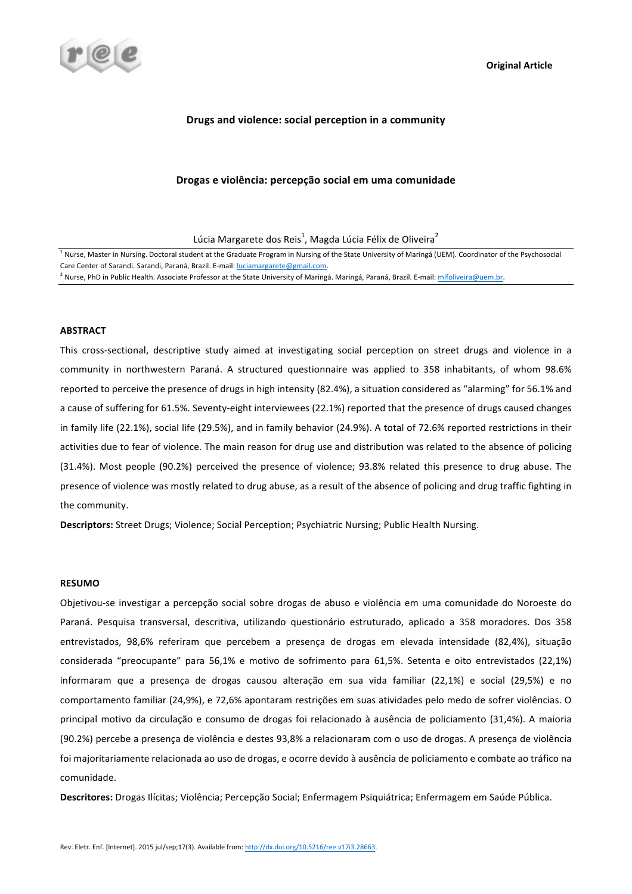Original Article

# Drugs and violence: social perception in a community

## Drogas e violência: percepção social em uma comunidade

Lúcia Margarete dos Reis[1], Magda Lúcia Félix de Oliveira[2]

[1] Nurse, Master in Nursing. Doctoral student at the Graduate Program in Nursing of the State University of Maringá (UEM). Coordinator of the Psychosocial Care Center of Sarandi. Sarandi, Paraná, Brazil. E-mail: luciamargarete@gmail.com.

[2] Nurse, PhD in Public Health. Associate Professor at the State University of Maringá. Maringá, Paraná, Brazil. E-mail: mlfoliveira@uem.br.

### ABSTRACT

This cross-sectional, descriptive study aimed at investigating social perception on street drugs and violence in a community in northwestern Paraná. A structured questionnaire was applied to 358 inhabitants, of whom 98.6% reported to perceive the presence of drugs in high intensity (82.4%), a situation considered as "alarming" for 56.1% and a cause of suffering for 61.5%. Seventy-eight interviewees (22.1%) reported that the presence of drugs caused changes in family life (22.1%), social life (29.5%), and in family behavior (24.9%). A total of 72.6% reported restrictions in their activities due to fear of violence. The main reason for drug use and distribution was related to the absence of policing (31.4%). Most people (90.2%) perceived the presence of violence; 93.8% related this presence to drug abuse. The presence of violence was mostly related to drug abuse, as a result of the absence of policing and drug traffic fighting in the community.

**Descriptors:** Street Drugs; Violence; Social Perception; Psychiatric Nursing; Public Health Nursing.

### RESUMO

Objetivou-se investigar a percepção social sobre drogas de abuso e violência em uma comunidade do Noroeste do Paraná. Pesquisa transversal, descritiva, utilizando questionário estruturado, aplicado a 358 moradores. Dos 358 entrevistados, 98,6% referiram que percebem a presença de drogas em elevada intensidade (82,4%), situação considerada "preocupante" para 56,1% e motivo de sofrimento para 61,5%. Setenta e oito entrevistados (22,1%) informaram que a presença de drogas causou alteração em sua vida familiar (22,1%) e social (29,5%) e no comportamento familiar (24,9%), e 72,6% apontaram restrições em suas atividades pelo medo de sofrer violências. O principal motivo da circulação e consumo de drogas foi relacionado à ausência de policiamento (31,4%). A maioria (90.2%) percebe a presença de violência e destes 93,8% a relacionaram com o uso de drogas. A presença de violência foi majoritariamente relacionada ao uso de drogas, e ocorre devido à ausência de policiamento e combate ao tráfico na comunidade.

**Descritores:** Drogas Ilícitas; Violência; Percepção Social; Enfermagem Psiquiátrica; Enfermagem em Saúde Pública.

Rev. Eletr. Enf. [Internet]. 2015 jul/sep;17(3). Available from: http://dx.doi.org/10.5216/ree.v17i3.28663.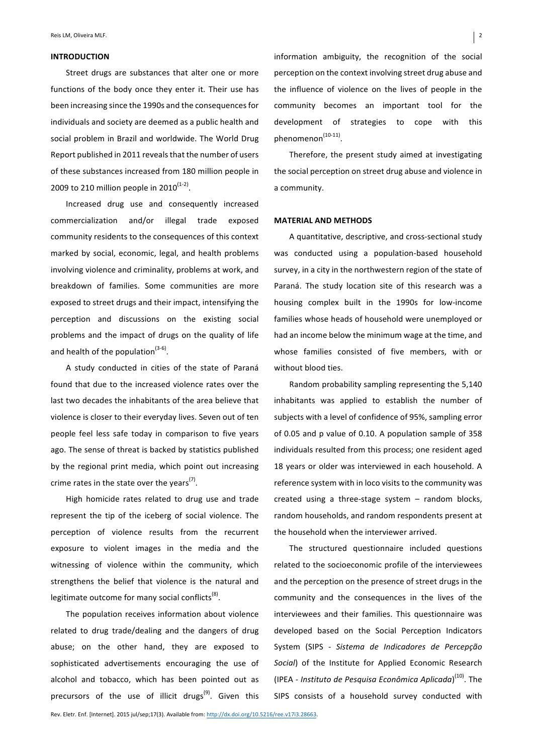## INTRODUCTION

Street drugs are substances that alter one or more functions of the body once they enter it. Their use has been increasing since the 1990s and the consequences for individuals and society are deemed as a public health and social problem in Brazil and worldwide. The World Drug Report published in 2011 reveals that the number of users of these substances increased from 180 million people in 2009 to 210 million people in 2010[1-2].

Increased drug use and consequently increased commercialization and/or illegal trade exposed community residents to the consequences of this context marked by social, economic, legal, and health problems involving violence and criminality, problems at work, and breakdown of families. Some communities are more exposed to street drugs and their impact, intensifying the perception and discussions on the existing social problems and the impact of drugs on the quality of life and health of the population[3-6].

A study conducted in cities of the state of Paraná found that due to the increased violence rates over the last two decades the inhabitants of the area believe that violence is closer to their everyday lives. Seven out of ten people feel less safe today in comparison to five years ago. The sense of threat is backed by statistics published by the regional print media, which point out increasing crime rates in the state over the years[7].

High homicide rates related to drug use and trade represent the tip of the iceberg of social violence. The perception of violence results from the recurrent exposure to violent images in the media and the witnessing of violence within the community, which strengthens the belief that violence is the natural and legitimate outcome for many social conflicts[8].

The population receives information about violence related to drug trade/dealing and the dangers of drug abuse; on the other hand, they are exposed to sophisticated advertisements encouraging the use of alcohol and tobacco, which has been pointed out as precursors of the use of illicit drugs[9]. Given this information ambiguity, the recognition of the social perception on the context involving street drug abuse and the influence of violence on the lives of people in the community becomes an important tool for the development of strategies to cope with this phenomenon[10-11].

Therefore, the present study aimed at investigating the social perception on street drug abuse and violence in a community.

## MATERIAL AND METHODS

A quantitative, descriptive, and cross-sectional study was conducted using a population-based household survey, in a city in the northwestern region of the state of Paraná. The study location site of this research was a housing complex built in the 1990s for low-income families whose heads of household were unemployed or had an income below the minimum wage at the time, and whose families consisted of five members, with or without blood ties.

Random probability sampling representing the 5,140 inhabitants was applied to establish the number of subjects with a level of confidence of 95%, sampling error of 0.05 and p value of 0.10. A population sample of 358 individuals resulted from this process; one resident aged 18 years or older was interviewed in each household. A reference system with in loco visits to the community was created using a three-stage system – random blocks, random households, and random respondents present at the household when the interviewer arrived.

The structured questionnaire included questions related to the socioeconomic profile of the interviewees and the perception on the presence of street drugs in the community and the consequences in the lives of the interviewees and their families. This questionnaire was developed based on the Social Perception Indicators System (SIPS - *Sistema de Indicadores de Percepção Social*) of the Institute for Applied Economic Research (IPEA - *Instituto de Pesquisa Econômica Aplicada*)[10]. The SIPS consists of a household survey conducted with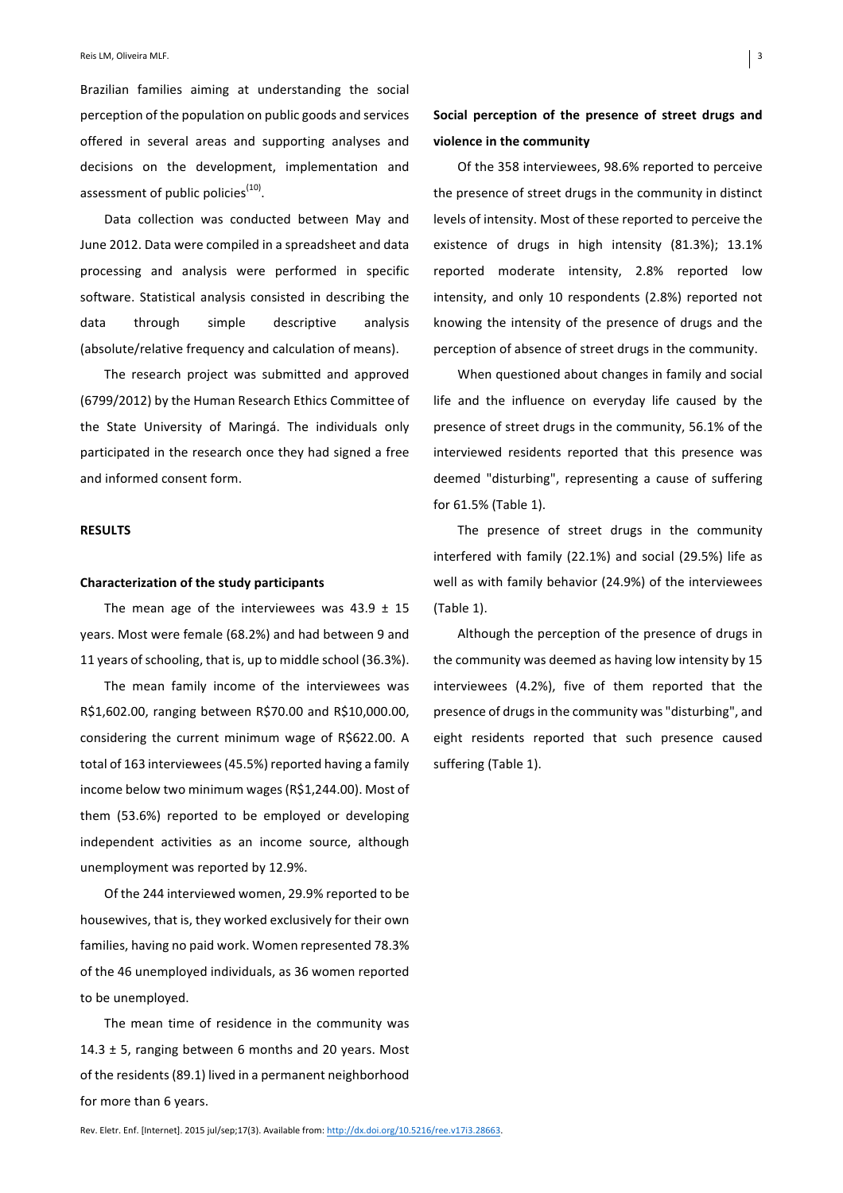Brazilian families aiming at understanding the social perception of the population on public goods and services offered in several areas and supporting analyses and decisions on the development, implementation and assessment of public policies[10].

Data collection was conducted between May and June 2012. Data were compiled in a spreadsheet and data processing and analysis were performed in specific software. Statistical analysis consisted in describing the data through simple descriptive analysis (absolute/relative frequency and calculation of means).

The research project was submitted and approved (6799/2012) by the Human Research Ethics Committee of the State University of Maringá. The individuals only participated in the research once they had signed a free and informed consent form.

## RESULTS

### Characterization of the study participants

The mean age of the interviewees was 43.9 ± 15 years. Most were female (68.2%) and had between 9 and 11 years of schooling, that is, up to middle school (36.3%).

The mean family income of the interviewees was R$1,602.00, ranging between R$70.00 and R$10,000.00, considering the current minimum wage of R$622.00. A total of 163 interviewees (45.5%) reported having a family income below two minimum wages (R$1,244.00). Most of them (53.6%) reported to be employed or developing independent activities as an income source, although unemployment was reported by 12.9%.

Of the 244 interviewed women, 29.9% reported to be housewives, that is, they worked exclusively for their own families, having no paid work. Women represented 78.3% of the 46 unemployed individuals, as 36 women reported to be unemployed.

The mean time of residence in the community was 14.3 ± 5, ranging between 6 months and 20 years. Most of the residents (89.1) lived in a permanent neighborhood for more than 6 years.

### Social perception of the presence of street drugs and violence in the community

Of the 358 interviewees, 98.6% reported to perceive the presence of street drugs in the community in distinct levels of intensity. Most of these reported to perceive the existence of drugs in high intensity (81.3%); 13.1% reported moderate intensity, 2.8% reported low intensity, and only 10 respondents (2.8%) reported not knowing the intensity of the presence of drugs and the perception of absence of street drugs in the community.

When questioned about changes in family and social life and the influence on everyday life caused by the presence of street drugs in the community, 56.1% of the interviewed residents reported that this presence was deemed "disturbing", representing a cause of suffering for 61.5% (Table 1).

The presence of street drugs in the community interfered with family (22.1%) and social (29.5%) life as well as with family behavior (24.9%) of the interviewees (Table 1).

Although the perception of the presence of drugs in the community was deemed as having low intensity by 15 interviewees (4.2%), five of them reported that the presence of drugs in the community was "disturbing", and eight residents reported that such presence caused suffering (Table 1).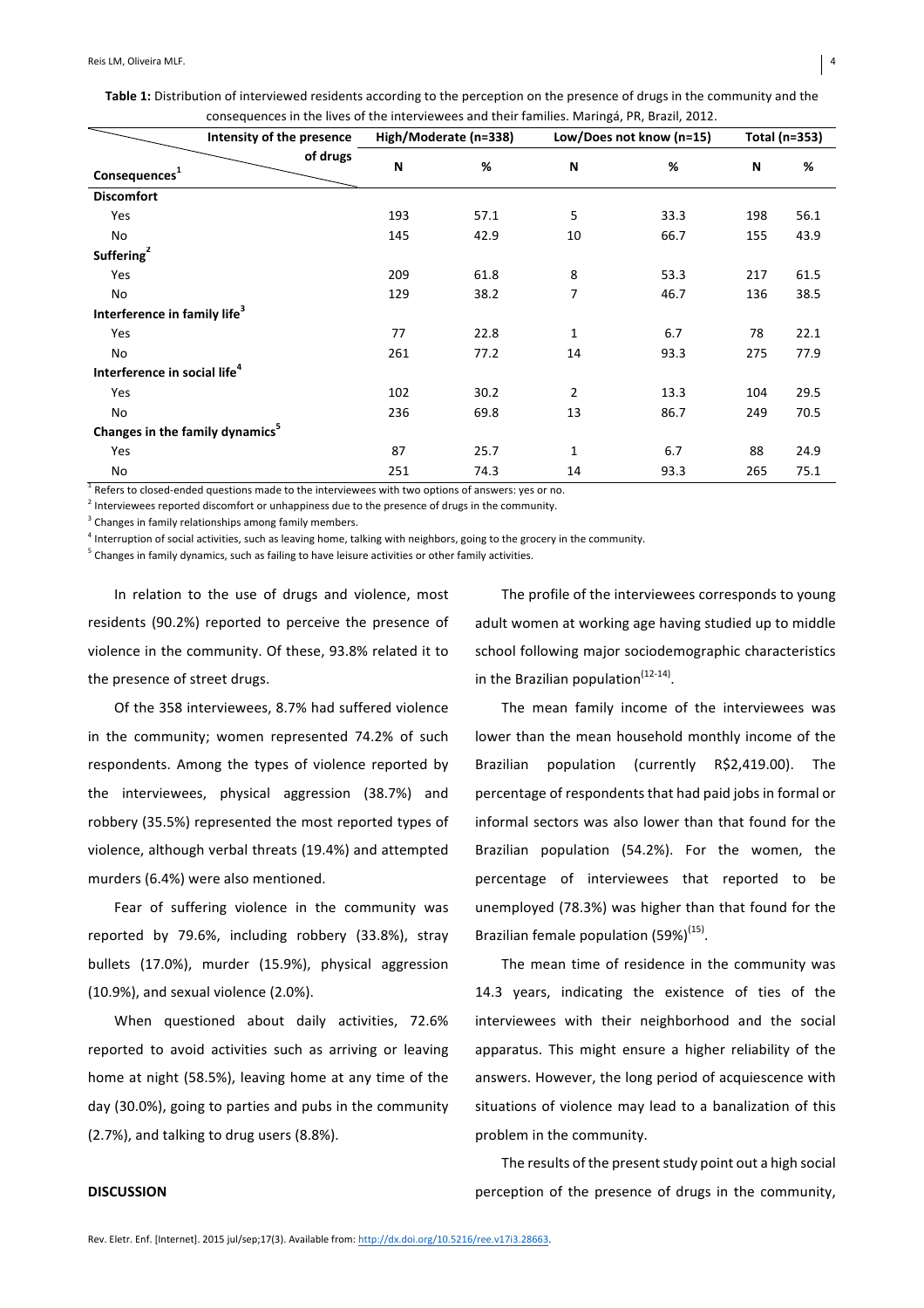**Table 1:** Distribution of interviewed residents according to the perception on the presence of drugs in the community and the consequences in the lives of the interviewees and their families. Maringá, PR, Brazil, 2012.

| Consequences[1] / Intensity of the presence of drugs | High/Moderate (n=338) | | Low/Does not know (n=15) | | Total (n=353) | |
|---|---|---|---|---|---|---|
| | N | % | N | % | N | % |
| **Discomfort** | | | | | | |
| Yes | 193 | 57.1 | 5 | 33.3 | 198 | 56.1 |
| No | 145 | 42.9 | 10 | 66.7 | 155 | 43.9 |
| **Suffering[2]** | | | | | | |
| Yes | 209 | 61.8 | 8 | 53.3 | 217 | 61.5 |
| No | 129 | 38.2 | 7 | 46.7 | 136 | 38.5 |
| **Interference in family life[3]** | | | | | | |
| Yes | 77 | 22.8 | 1 | 6.7 | 78 | 22.1 |
| No | 261 | 77.2 | 14 | 93.3 | 275 | 77.9 |
| **Interference in social life[4]** | | | | | | |
| Yes | 102 | 30.2 | 2 | 13.3 | 104 | 29.5 |
| No | 236 | 69.8 | 13 | 86.7 | 249 | 70.5 |
| **Changes in the family dynamics[5]** | | | | | | |
| Yes | 87 | 25.7 | 1 | 6.7 | 88 | 24.9 |
| No | 251 | 74.3 | 14 | 93.3 | 265 | 75.1 |

[1] Refers to closed-ended questions made to the interviewees with two options of answers: yes or no.

[2] Interviewees reported discomfort or unhappiness due to the presence of drugs in the community.

[3] Changes in family relationships among family members.

[4] Interruption of social activities, such as leaving home, talking with neighbors, going to the grocery in the community.

[5] Changes in family dynamics, such as failing to have leisure activities or other family activities.

In relation to the use of drugs and violence, most residents (90.2%) reported to perceive the presence of violence in the community. Of these, 93.8% related it to the presence of street drugs.

Of the 358 interviewees, 8.7% had suffered violence in the community; women represented 74.2% of such respondents. Among the types of violence reported by the interviewees, physical aggression (38.7%) and robbery (35.5%) represented the most reported types of violence, although verbal threats (19.4%) and attempted murders (6.4%) were also mentioned.

Fear of suffering violence in the community was reported by 79.6%, including robbery (33.8%), stray bullets (17.0%), murder (15.9%), physical aggression (10.9%), and sexual violence (2.0%).

When questioned about daily activities, 72.6% reported to avoid activities such as arriving or leaving home at night (58.5%), leaving home at any time of the day (30.0%), going to parties and pubs in the community (2.7%), and talking to drug users (8.8%).

## DISCUSSION

The profile of the interviewees corresponds to young adult women at working age having studied up to middle school following major sociodemographic characteristics in the Brazilian population[12-14].

The mean family income of the interviewees was lower than the mean household monthly income of the Brazilian population (currently R$2,419.00). The percentage of respondents that had paid jobs in formal or informal sectors was also lower than that found for the Brazilian population (54.2%). For the women, the percentage of interviewees that reported to be unemployed (78.3%) was higher than that found for the Brazilian female population (59%)[15].

The mean time of residence in the community was 14.3 years, indicating the existence of ties of the interviewees with their neighborhood and the social apparatus. This might ensure a higher reliability of the answers. However, the long period of acquiescence with situations of violence may lead to a banalization of this problem in the community.

The results of the present study point out a high social perception of the presence of drugs in the community,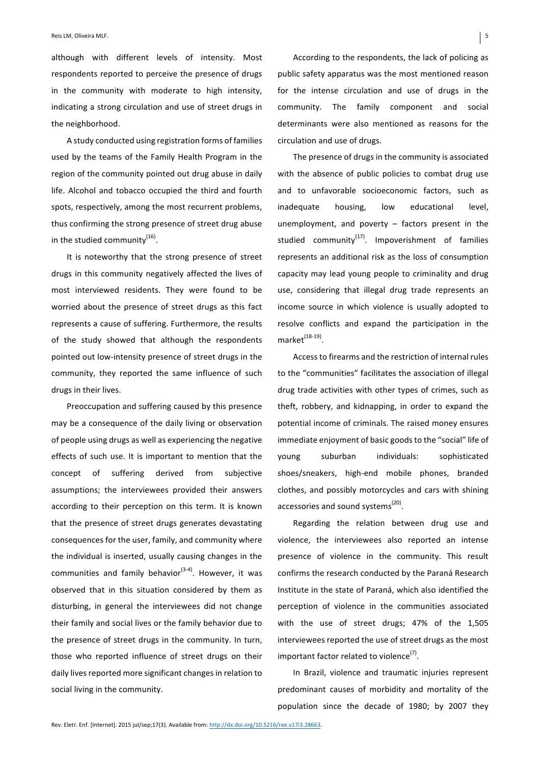although with different levels of intensity. Most respondents reported to perceive the presence of drugs in the community with moderate to high intensity, indicating a strong circulation and use of street drugs in the neighborhood.

A study conducted using registration forms of families used by the teams of the Family Health Program in the region of the community pointed out drug abuse in daily life. Alcohol and tobacco occupied the third and fourth spots, respectively, among the most recurrent problems, thus confirming the strong presence of street drug abuse in the studied community[16].

It is noteworthy that the strong presence of street drugs in this community negatively affected the lives of most interviewed residents. They were found to be worried about the presence of street drugs as this fact represents a cause of suffering. Furthermore, the results of the study showed that although the respondents pointed out low-intensity presence of street drugs in the community, they reported the same influence of such drugs in their lives.

Preoccupation and suffering caused by this presence may be a consequence of the daily living or observation of people using drugs as well as experiencing the negative effects of such use. It is important to mention that the concept of suffering derived from subjective assumptions; the interviewees provided their answers according to their perception on this term. It is known that the presence of street drugs generates devastating consequences for the user, family, and community where the individual is inserted, usually causing changes in the communities and family behavior[3-4]. However, it was observed that in this situation considered by them as disturbing, in general the interviewees did not change their family and social lives or the family behavior due to the presence of street drugs in the community. In turn, those who reported influence of street drugs on their daily lives reported more significant changes in relation to social living in the community.

According to the respondents, the lack of policing as public safety apparatus was the most mentioned reason for the intense circulation and use of drugs in the community. The family component and social determinants were also mentioned as reasons for the circulation and use of drugs.

The presence of drugs in the community is associated with the absence of public policies to combat drug use and to unfavorable socioeconomic factors, such as inadequate housing, low educational level, unemployment, and poverty – factors present in the studied community[17]. Impoverishment of families represents an additional risk as the loss of consumption capacity may lead young people to criminality and drug use, considering that illegal drug trade represents an income source in which violence is usually adopted to resolve conflicts and expand the participation in the market[18-19].

Access to firearms and the restriction of internal rules to the "communities" facilitates the association of illegal drug trade activities with other types of crimes, such as theft, robbery, and kidnapping, in order to expand the potential income of criminals. The raised money ensures immediate enjoyment of basic goods to the "social" life of young suburban individuals: sophisticated shoes/sneakers, high-end mobile phones, branded clothes, and possibly motorcycles and cars with shining accessories and sound systems[20].

Regarding the relation between drug use and violence, the interviewees also reported an intense presence of violence in the community. This result confirms the research conducted by the Paraná Research Institute in the state of Paraná, which also identified the perception of violence in the communities associated with the use of street drugs; 47% of the 1,505 interviewees reported the use of street drugs as the most important factor related to violence[7].

In Brazil, violence and traumatic injuries represent predominant causes of morbidity and mortality of the population since the decade of 1980; by 2007 they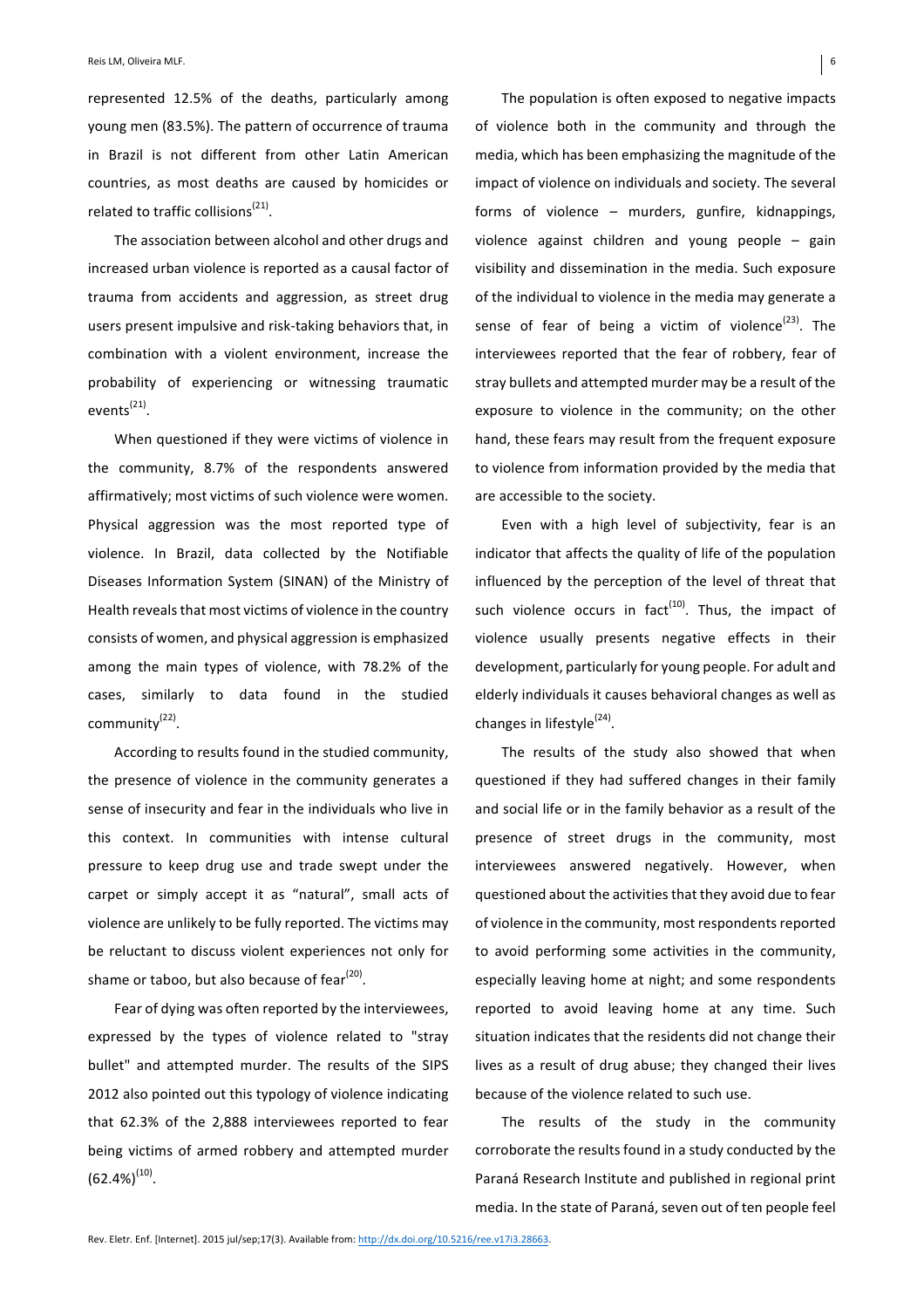represented 12.5% of the deaths, particularly among young men (83.5%). The pattern of occurrence of trauma in Brazil is not different from other Latin American countries, as most deaths are caused by homicides or related to traffic collisions[21].

The association between alcohol and other drugs and increased urban violence is reported as a causal factor of trauma from accidents and aggression, as street drug users present impulsive and risk-taking behaviors that, in combination with a violent environment, increase the probability of experiencing or witnessing traumatic events[21].

When questioned if they were victims of violence in the community, 8.7% of the respondents answered affirmatively; most victims of such violence were women. Physical aggression was the most reported type of violence. In Brazil, data collected by the Notifiable Diseases Information System (SINAN) of the Ministry of Health reveals that most victims of violence in the country consists of women, and physical aggression is emphasized among the main types of violence, with 78.2% of the cases, similarly to data found in the studied community[22].

According to results found in the studied community, the presence of violence in the community generates a sense of insecurity and fear in the individuals who live in this context. In communities with intense cultural pressure to keep drug use and trade swept under the carpet or simply accept it as "natural", small acts of violence are unlikely to be fully reported. The victims may be reluctant to discuss violent experiences not only for shame or taboo, but also because of fear[20].

Fear of dying was often reported by the interviewees, expressed by the types of violence related to "stray bullet" and attempted murder. The results of the SIPS 2012 also pointed out this typology of violence indicating that 62.3% of the 2,888 interviewees reported to fear being victims of armed robbery and attempted murder (62.4%)[10].

The population is often exposed to negative impacts of violence both in the community and through the media, which has been emphasizing the magnitude of the impact of violence on individuals and society. The several forms of violence – murders, gunfire, kidnappings, violence against children and young people – gain visibility and dissemination in the media. Such exposure of the individual to violence in the media may generate a sense of fear of being a victim of violence[23]. The interviewees reported that the fear of robbery, fear of stray bullets and attempted murder may be a result of the exposure to violence in the community; on the other hand, these fears may result from the frequent exposure to violence from information provided by the media that are accessible to the society.

Even with a high level of subjectivity, fear is an indicator that affects the quality of life of the population influenced by the perception of the level of threat that such violence occurs in fact[10]. Thus, the impact of violence usually presents negative effects in their development, particularly for young people. For adult and elderly individuals it causes behavioral changes as well as changes in lifestyle[24].

The results of the study also showed that when questioned if they had suffered changes in their family and social life or in the family behavior as a result of the presence of street drugs in the community, most interviewees answered negatively. However, when questioned about the activities that they avoid due to fear of violence in the community, most respondents reported to avoid performing some activities in the community, especially leaving home at night; and some respondents reported to avoid leaving home at any time. Such situation indicates that the residents did not change their lives as a result of drug abuse; they changed their lives because of the violence related to such use.

The results of the study in the community corroborate the results found in a study conducted by the Paraná Research Institute and published in regional print media. In the state of Paraná, seven out of ten people feel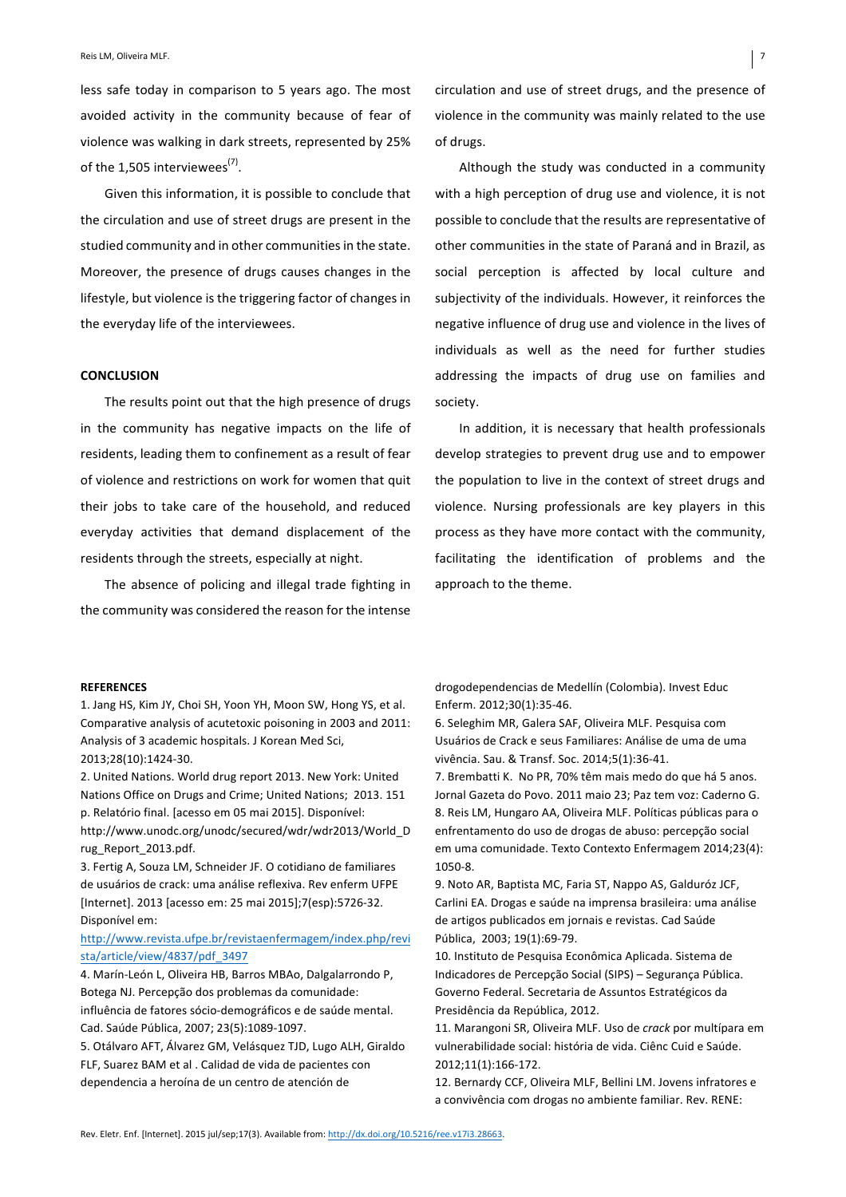less safe today in comparison to 5 years ago. The most avoided activity in the community because of fear of violence was walking in dark streets, represented by 25% of the 1,505 interviewees[7].

Given this information, it is possible to conclude that the circulation and use of street drugs are present in the studied community and in other communities in the state. Moreover, the presence of drugs causes changes in the lifestyle, but violence is the triggering factor of changes in the everyday life of the interviewees.

## CONCLUSION

The results point out that the high presence of drugs in the community has negative impacts on the life of residents, leading them to confinement as a result of fear of violence and restrictions on work for women that quit their jobs to take care of the household, and reduced everyday activities that demand displacement of the residents through the streets, especially at night.

The absence of policing and illegal trade fighting in the community was considered the reason for the intense circulation and use of street drugs, and the presence of violence in the community was mainly related to the use of drugs.

Although the study was conducted in a community with a high perception of drug use and violence, it is not possible to conclude that the results are representative of other communities in the state of Paraná and in Brazil, as social perception is affected by local culture and subjectivity of the individuals. However, it reinforces the negative influence of drug use and violence in the lives of individuals as well as the need for further studies addressing the impacts of drug use on families and society.

In addition, it is necessary that health professionals develop strategies to prevent drug use and to empower the population to live in the context of street drugs and violence. Nursing professionals are key players in this process as they have more contact with the community, facilitating the identification of problems and the approach to the theme.

## REFERENCES

1. Jang HS, Kim JY, Choi SH, Yoon YH, Moon SW, Hong YS, et al. Comparative analysis of acutetoxic poisoning in 2003 and 2011: Analysis of 3 academic hospitals. J Korean Med Sci, 2013;28(10):1424-30.
2. United Nations. World drug report 2013. New York: United Nations Office on Drugs and Crime; United Nations; 2013. 151 p. Relatório final. [acesso em 05 mai 2015]. Disponível: http://www.unodc.org/unodc/secured/wdr/wdr2013/World_Drug_Report_2013.pdf.
3. Fertig A, Souza LM, Schneider JF. O cotidiano de familiares de usuários de crack: uma análise reflexiva. Rev enferm UFPE [Internet]. 2013 [acesso em: 25 mai 2015];7(esp):5726-32. Disponível em: http://www.revista.ufpe.br/revistaenfermagem/index.php/revista/article/view/4837/pdf_3497
4. Marín-León L, Oliveira HB, Barros MBAo, Dalgalarrondo P, Botega NJ. Percepção dos problemas da comunidade: influência de fatores sócio-demográficos e de saúde mental. Cad. Saúde Pública, 2007; 23(5):1089-1097.
5. Otálvaro AFT, Álvarez GM, Velásquez TJD, Lugo ALH, Giraldo FLF, Suarez BAM et al . Calidad de vida de pacientes con dependencia a heroína de un centro de atención de drogodependencias de Medellín (Colombia). Invest Educ Enferm. 2012;30(1):35-46.
6. Seleghim MR, Galera SAF, Oliveira MLF. Pesquisa com Usuários de Crack e seus Familiares: Análise de uma vivência. Sau. & Transf. Soc. 2014;5(1):36-41.
7. Brembatti K. No PR, 70% têm mais medo do que há 5 anos. Jornal Gazeta do Povo. 2011 maio 23; Paz tem voz: Caderno G.
8. Reis LM, Hungaro AA, Oliveira MLF. Políticas públicas para o enfrentamento do uso de drogas de abuso: percepção social em uma comunidade. Texto Contexto Enfermagem 2014;23(4): 1050-8.
9. Noto AR, Baptista MC, Faria ST, Nappo AS, Galduróz JCF, Carlini EA. Drogas e saúde na imprensa brasileira: uma análise de artigos publicados em jornais e revistas. Cad Saúde Pública, 2003; 19(1):69-79.
10. Instituto de Pesquisa Econômica Aplicada. Sistema de Indicadores de Percepção Social (SIPS) – Segurança Pública. Governo Federal. Secretaria de Assuntos Estratégicos da Presidência da República, 2012.
11. Marangoni SR, Oliveira MLF. Uso de *crack* por multípara em vulnerabilidade social: história de vida. Ciênc Cuid e Saúde. 2012;11(1):166-172.
12. Bernardy CCF, Oliveira MLF, Bellini LM. Jovens infratores e a convivência com drogas no ambiente familiar. Rev. RENE: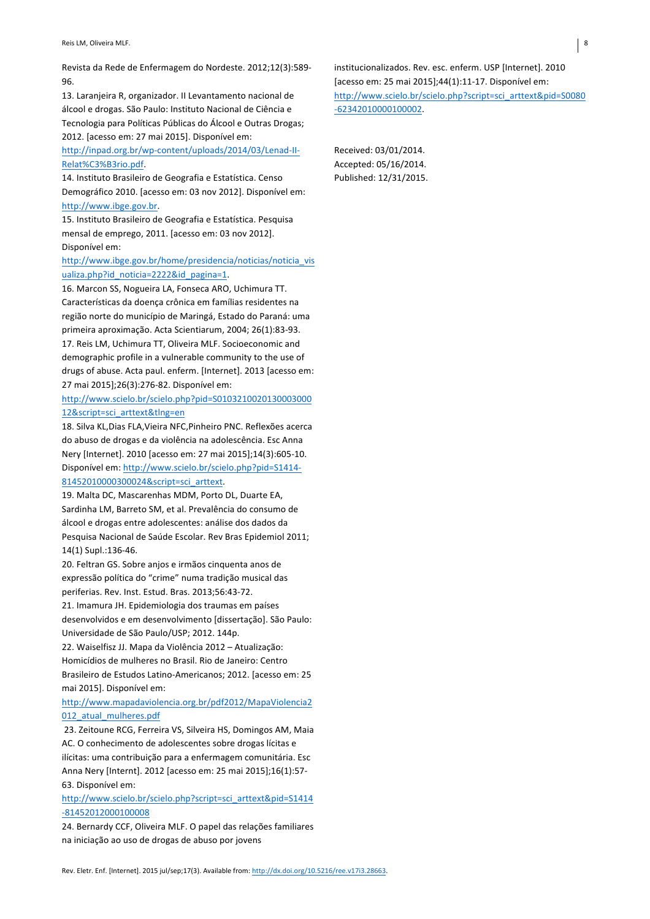Revista da Rede de Enfermagem do Nordeste. 2012;12(3):589-96.

13. Laranjeira R, organizador. II Levantamento nacional de álcool e drogas. São Paulo: Instituto Nacional de Ciência e Tecnologia para Políticas Públicas do Álcool e Outras Drogas; 2012. [acesso em: 27 mai 2015]. Disponível em: http://inpad.org.br/wp-content/uploads/2014/03/Lenad-II-Relat%C3%B3rio.pdf.

14. Instituto Brasileiro de Geografia e Estatística. Censo Demográfico 2010. [acesso em: 03 nov 2012]. Disponível em: http://www.ibge.gov.br.

15. Instituto Brasileiro de Geografia e Estatística. Pesquisa mensal de emprego, 2011. [acesso em: 03 nov 2012]. Disponível em: http://www.ibge.gov.br/home/presidencia/noticias/noticia_visualiza.php?id_noticia=2222&id_pagina=1.

16. Marcon SS, Nogueira LA, Fonseca ARO, Uchimura TT. Características da doença crônica em famílias residentes na região norte do município de Maringá, Estado do Paraná: uma primeira aproximação. Acta Scientiarum, 2004; 26(1):83-93.

17. Reis LM, Uchimura TT, Oliveira MLF. Socioeconomic and demographic profile in a vulnerable community to the use of drugs of abuse. Acta paul. enferm. [Internet]. 2013 [acesso em: 27 mai 2015];26(3):276-82. Disponível em: http://www.scielo.br/scielo.php?pid=S010321002013000300012&script=sci_arttext&tlng=en

18. Silva KL,Dias FLA,Vieira NFC,Pinheiro PNC. Reflexões acerca do abuso de drogas e da violência na adolescência. Esc Anna Nery [Internet]. 2010 [acesso em: 27 mai 2015];14(3):605-10. Disponível em: http://www.scielo.br/scielo.php?pid=S1414-81452010000300024&script=sci_arttext.

19. Malta DC, Mascarenhas MDM, Porto DL, Duarte EA, Sardinha LM, Barreto SM, et al. Prevalência do consumo de álcool e drogas entre adolescentes: análise dos dados da Pesquisa Nacional de Saúde Escolar. Rev Bras Epidemiol 2011; 14(1) Supl.:136-46.

20. Feltran GS. Sobre anjos e irmãos cinquenta anos de expressão política do "crime" numa tradição musical das periferias. Rev. Inst. Estud. Bras. 2013;56:43-72.

21. Imamura JH. Epidemiologia dos traumas em países desenvolvidos e em desenvolvimento [dissertação]. São Paulo: Universidade de São Paulo/USP; 2012. 144p.

22. Waiselfisz JJ. Mapa da Violência 2012 – Atualização: Homicídios de mulheres no Brasil. Rio de Janeiro: Centro Brasileiro de Estudos Latino-Americanos; 2012. [acesso em: 25 mai 2015]. Disponível em: http://www.mapadaviolencia.org.br/pdf2012/MapaViolencia2012_atual_mulheres.pdf

23. Zeitoune RCG, Ferreira VS, Silveira HS, Domingos AM, Maia AC. O conhecimento de adolescentes sobre drogas lícitas e ilícitas: uma contribuição para a enfermagem comunitária. Esc Anna Nery [Internt]. 2012 [acesso em: 25 mai 2015];16(1):57-63. Disponível em: http://www.scielo.br/scielo.php?script=sci_arttext&pid=S1414-81452012000100008

24. Bernardy CCF, Oliveira MLF. O papel das relações familiares na iniciação ao uso de drogas de abuso por jovens institucionalizados. Rev. esc. enferm. USP [Internet]. 2010 [acesso em: 25 mai 2015];44(1):11-17. Disponível em: http://www.scielo.br/scielo.php?script=sci_arttext&pid=S0080-62342010000100002.

Received: 03/01/2014.
Accepted: 05/16/2014.
Published: 12/31/2015.